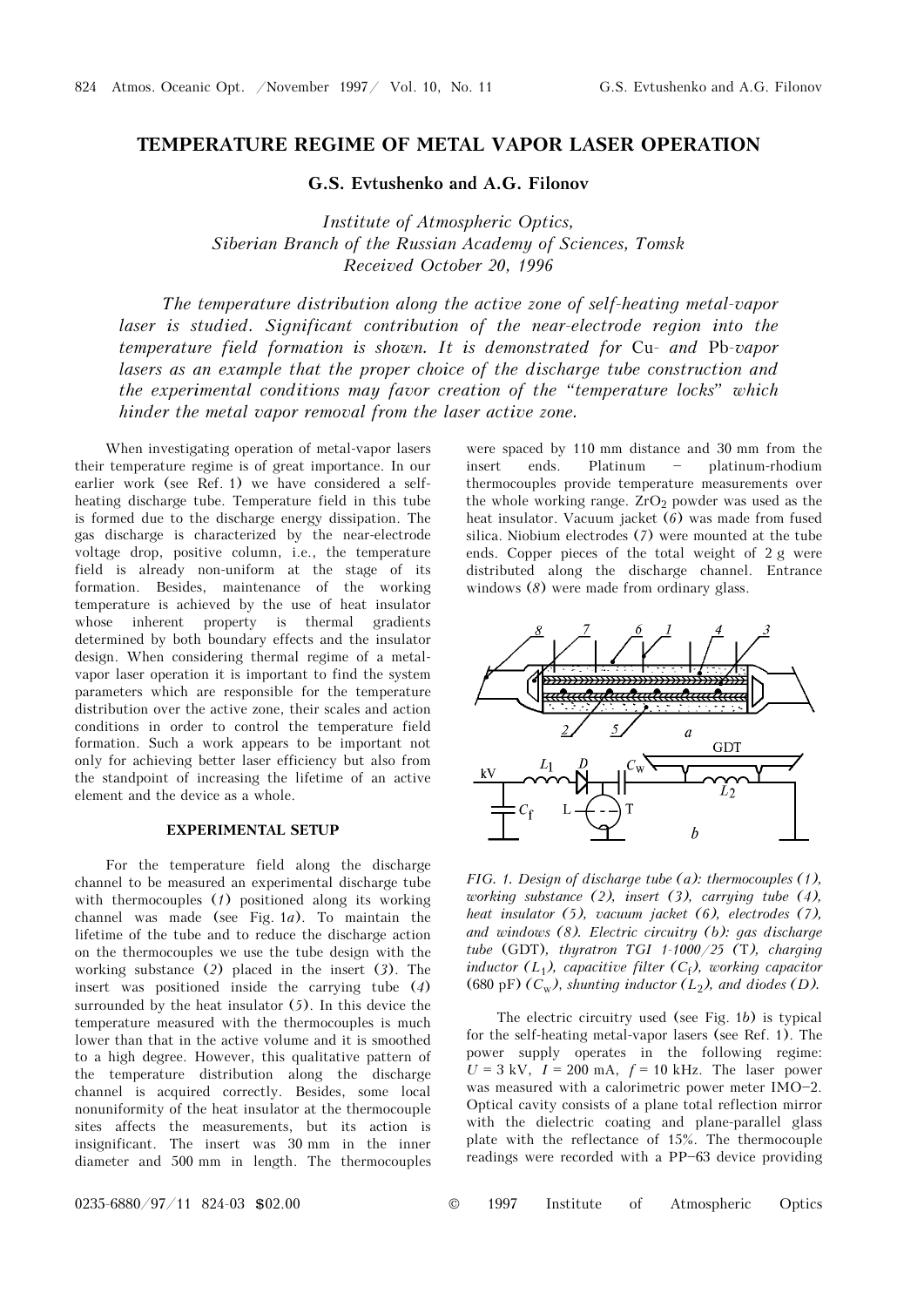# TEMPERATURE REGIME OF METAL VAPOR LASER OPERATION

**G.S. Evtushenko and A.G. Filonov**

*Institute of Atmospheric Optics, Siberian Branch of the Russian Academy of Sciences, Tomsk*
*Received October 20, 1996*

*The temperature distribution along the active zone of self-heating metal-vapor laser is studied. Significant contribution of the near-electrode region into the temperature field formation is shown. It is demonstrated for* Cu- *and* Pb-*vapor lasers as an example that the proper choice of the discharge tube construction and the experimental conditions may favor creation of the "temperature locks" which hinder the metal vapor removal from the laser active zone.*

When investigating operation of metal-vapor lasers their temperature regime is of great importance. In our earlier work (see Ref. 1) we have considered a self-heating discharge tube. Temperature field in this tube is formed due to the discharge energy dissipation. The gas discharge is characterized by the near-electrode voltage drop, positive column, i.e., the temperature field is already non-uniform at the stage of its formation. Besides, maintenance of the working temperature is achieved by the use of heat insulator whose inherent property is thermal gradients determined by both boundary effects and the insulator design. When considering thermal regime of a metal-vapor laser operation it is important to find the system parameters which are responsible for the temperature distribution over the active zone, their scales and action conditions in order to control the temperature field formation. Such a work appears to be important not only for achieving better laser efficiency but also from the standpoint of increasing the lifetime of an active element and the device as a whole.

## EXPERIMENTAL SETUP

For the temperature field along the discharge channel to be measured an experimental discharge tube with thermocouples (*1*) positioned along its working channel was made (see Fig. 1*a*). To maintain the lifetime of the tube and to reduce the discharge action on the thermocouples we use the tube design with the working substance (*2*) placed in the insert (*3*). The insert was positioned inside the carrying tube (*4*) surrounded by the heat insulator (*5*). In this device the temperature measured with the thermocouples is much lower than that in the active volume and it is smoothed to a high degree. However, this qualitative pattern of the temperature distribution along the discharge channel is acquired correctly. Besides, some local nonuniformity of the heat insulator at the thermocouple sites affects the measurements, but its action is insignificant. The insert was 30 mm in the inner diameter and 500 mm in length. The thermocouples were spaced by 110 mm distance and 30 mm from the insert ends. Platinum – platinum-rhodium thermocouples provide temperature measurements over the whole working range. $ZrO_2$ powder was used as the heat insulator. Vacuum jacket (*6*) was made from fused silica. Niobium electrodes (*7*) were mounted at the tube ends. Copper pieces of the total weight of 2 g were distributed along the discharge channel. Entrance windows (*8*) were made from ordinary glass.

*FIG. 1. Design of discharge tube (a): thermocouples (1), working substance (2), insert (3), carrying tube (4), heat insulator (5), vacuum jacket (6), electrodes (7), and windows (8). Electric circuitry (b): gas discharge tube (*GDT*), thyratron TGI 1-1000/25 (*T*), charging inductor ($L_1$), capacitive filter ($C_f$), working capacitor (680 pF) ($C_w$), shunting inductor ($L_2$), and diodes (D).*

The electric circuitry used (see Fig. 1*b*) is typical for the self-heating metal-vapor lasers (see Ref. 1). The power supply operates in the following regime: $U = 3$ kV, $I = 200$ mA, $f = 10$ kHz. The laser power was measured with a calorimetric power meter IMO–2. Optical cavity consists of a plane total reflection mirror with the dielectric coating and plane-parallel glass plate with the reflectance of 15%. The thermocouple readings were recorded with a PP–63 device providing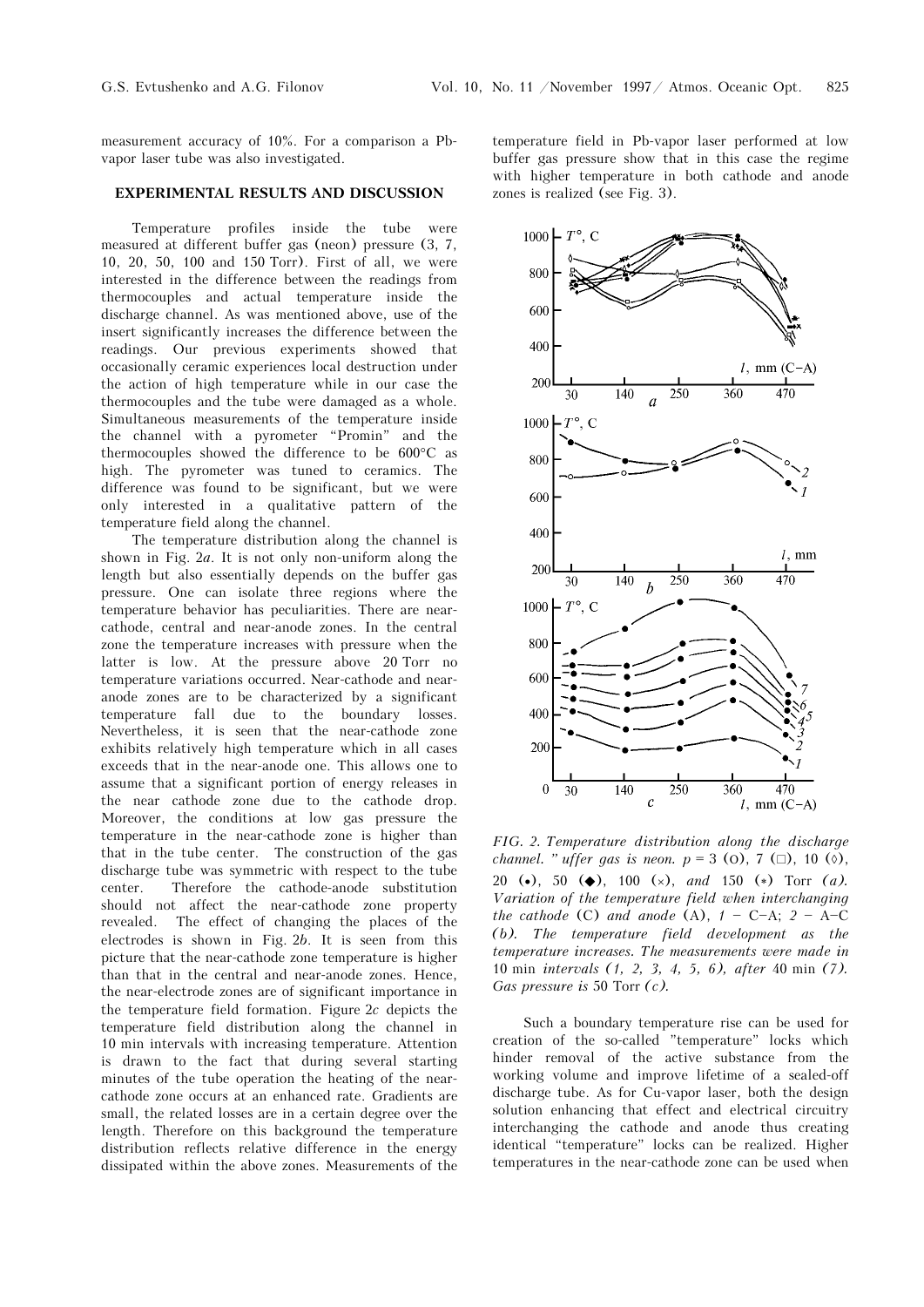measurement accuracy of 10%. For a comparison a Pb-vapor laser tube was also investigated.

## EXPERIMENTAL RESULTS AND DISCUSSION

Temperature profiles inside the tube were measured at different buffer gas (neon) pressure (3, 7, 10, 20, 50, 100 and 150 Torr). First of all, we were interested in the difference between the readings from thermocouples and actual temperature inside the discharge channel. As was mentioned above, use of the insert significantly increases the difference between the readings. Our previous experiments showed that occasionally ceramic experiences local destruction under the action of high temperature while in our case the thermocouples and the tube were damaged as a whole. Simultaneous measurements of the temperature inside the channel with a pyrometer "Promin" and the thermocouples showed the difference to be 600°C as high. The pyrometer was tuned to ceramics. The difference was found to be significant, but we were only interested in a qualitative pattern of the temperature field along the channel.

The temperature distribution along the channel is shown in Fig. 2*a*. It is not only non-uniform along the length but also essentially depends on the buffer gas pressure. One can isolate three regions where the temperature behavior has peculiarities. There are near-cathode, central and near-anode zones. In the central zone the temperature increases with pressure when the latter is low. At the pressure above 20 Torr no temperature variations occurred. Near-cathode and near-anode zones are to be characterized by a significant temperature fall due to the boundary losses. Nevertheless, it is seen that the near-cathode zone exhibits relatively high temperature which in all cases exceeds that in the near-anode one. This allows one to assume that a significant portion of energy releases in the near cathode zone due to the cathode drop. Moreover, the conditions at low gas pressure the temperature in the near-cathode zone is higher than that in the tube center. The construction of the gas discharge tube was symmetric with respect to the tube center. Therefore the cathode-anode substitution should not affect the near-cathode zone property revealed. The effect of changing the places of the electrodes is shown in Fig. 2*b*. It is seen from this picture that the near-cathode zone temperature is higher than that in the central and near-anode zones. Hence, the near-electrode zones are of significant importance in the temperature field formation. Figure 2*c* depicts the temperature field distribution along the channel in 10 min intervals with increasing temperature. Attention is drawn to the fact that during several starting minutes of the tube operation the heating of the near-cathode zone occurs at an enhanced rate. Gradients are small, the related losses are in a certain degree over the length. Therefore on this background the temperature distribution reflects relative difference in the energy dissipated within the above zones. Measurements of the temperature field in Pb-vapor laser performed at low buffer gas pressure show that in this case the regime with higher temperature in both cathode and anode zones is realized (see Fig. 3).

*FIG. 2. Temperature distribution along the discharge channel. "uffer gas is neon. p* = 3 (○), 7 (□), 10 (◊), 20 (•), 50 (◆), 100 (×), *and* 150 (∗) Torr *(a). Variation of the temperature field when interchanging the cathode* (C) *and anode* (A), *1* – C–A; *2* – A–C *(b). The temperature field development as the temperature increases. The measurements were made in* 10 min *intervals (1, 2, 3, 4, 5, 6), after* 40 min *(7). Gas pressure is* 50 Torr *(c).*

Such a boundary temperature rise can be used for creation of the so-called "temperature" locks which hinder removal of the active substance from the working volume and improve lifetime of a sealed-off discharge tube. As for Cu-vapor laser, both the design solution enhancing that effect and electrical circuitry interchanging the cathode and anode thus creating identical "temperature" locks can be realized. Higher temperatures in the near-cathode zone can be used when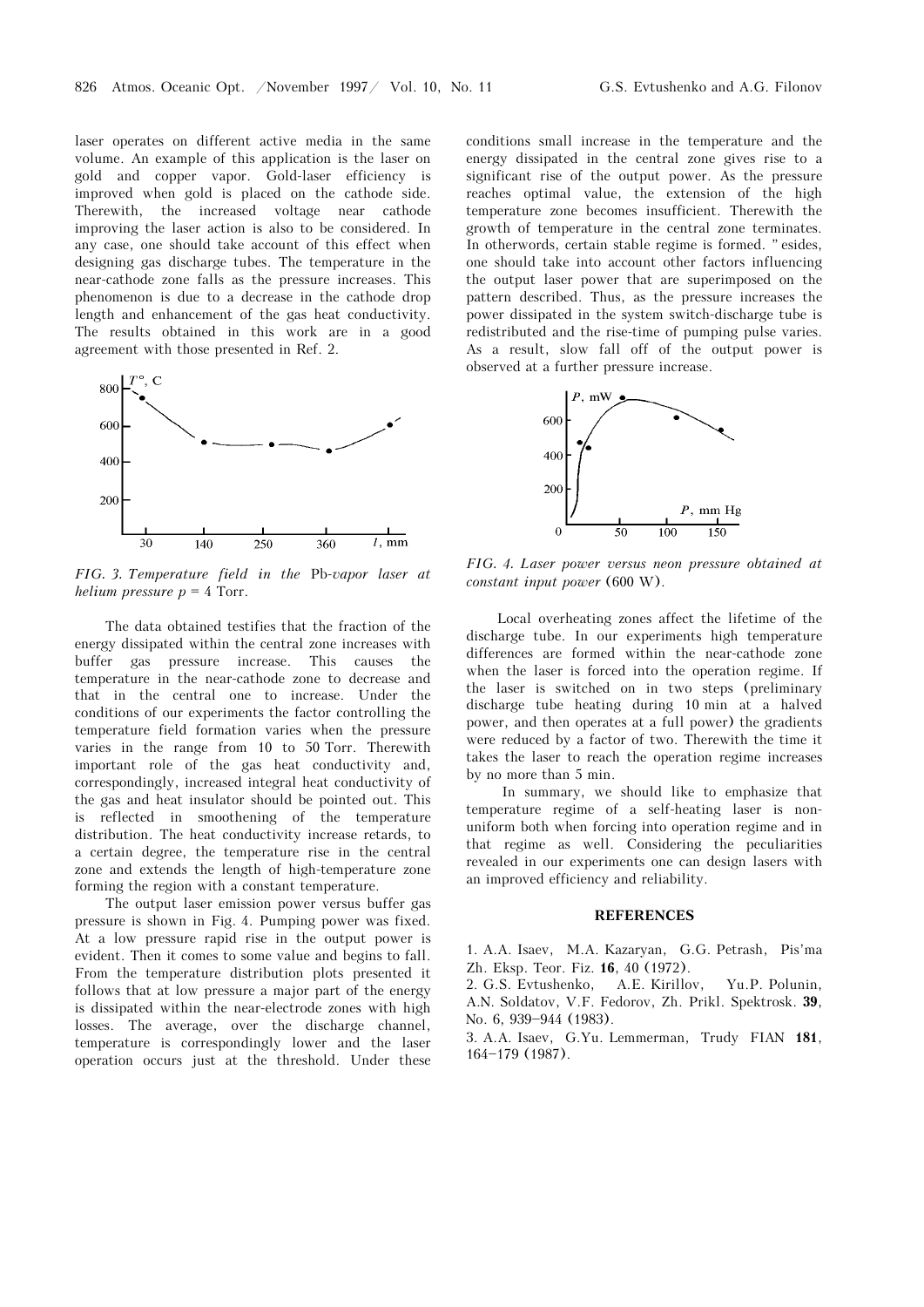laser operates on different active media in the same volume. An example of this application is the laser on gold and copper vapor. Gold-laser efficiency is improved when gold is placed on the cathode side. Therewith, the increased voltage near cathode improving the laser action is also to be considered. In any case, one should take account of this effect when designing gas discharge tubes. The temperature in the near-cathode zone falls as the pressure increases. This phenomenon is due to a decrease in the cathode drop length and enhancement of the gas heat conductivity. The results obtained in this work are in a good agreement with those presented in Ref. 2.

$T°$, C
800
600
400
200
30
140
250
360
$l$, mm

*FIG. 3. Temperature field in the* Pb-*vapor laser at helium pressure* $p = 4$ Torr.

The data obtained testifies that the fraction of the energy dissipated within the central zone increases with buffer gas pressure increase. This causes the temperature in the near-cathode zone to decrease and that in the central one to increase. Under the conditions of our experiments the factor controlling the temperature field formation varies when the pressure varies in the range from 10 to 50 Torr. Therewith important role of the gas heat conductivity and, correspondingly, increased integral heat conductivity of the gas and heat insulator should be pointed out. This is reflected in smoothening of the temperature distribution. The heat conductivity increase retards, to a certain degree, the temperature rise in the central zone and extends the length of high-temperature zone forming the region with a constant temperature.

The output laser emission power versus buffer gas pressure is shown in Fig. 4. Pumping power was fixed. At a low pressure rapid rise in the output power is evident. Then it comes to some value and begins to fall. From the temperature distribution plots presented it follows that at low pressure a major part of the energy is dissipated within the near-electrode zones with high losses. The average, over the discharge channel, temperature is correspondingly lower and the laser operation occurs just at the threshold. Under these conditions small increase in the temperature and the energy dissipated in the central zone gives rise to a significant rise of the output power. As the pressure reaches optimal value, the extension of the high temperature zone becomes insufficient. Therewith the growth of temperature in the central zone terminates. In otherwords, certain stable regime is formed. " esides, one should take into account other factors influencing the output laser power that are superimposed on the pattern described. Thus, as the pressure increases the power dissipated in the system switch-discharge tube is redistributed and the rise-time of pumping pulse varies. As a result, slow fall off of the output power is observed at a further pressure increase.

$P$, mW
600
400
200
0
50
100
150
$P$, mm Hg

*FIG. 4. Laser power versus neon pressure obtained at constant input power* (600 W).

Local overheating zones affect the lifetime of the discharge tube. In our experiments high temperature differences are formed within the near-cathode zone when the laser is forced into the operation regime. If the laser is switched on in two steps (preliminary discharge tube heating during 10 min at a halved power, and then operates at a full power) the gradients were reduced by a factor of two. Therewith the time it takes the laser to reach the operation regime increases by no more than 5 min.

In summary, we should like to emphasize that temperature regime of a self-heating laser is non-uniform both when forcing into operation regime and in that regime as well. Considering the peculiarities revealed in our experiments one can design lasers with an improved efficiency and reliability.

## REFERENCES

1. A.A. Isaev, M.A. Kazaryan, G.G. Petrash, Pis'ma Zh. Eksp. Teor. Fiz. **16**, 40 (1972).
2. G.S. Evtushenko, A.E. Kirillov, Yu.P. Polunin, A.N. Soldatov, V.F. Fedorov, Zh. Prikl. Spektrosk. **39**, No. 6, 939–944 (1983).
3. A.A. Isaev, G.Yu. Lemmerman, Trudy FIAN **181**, 164–179 (1987).